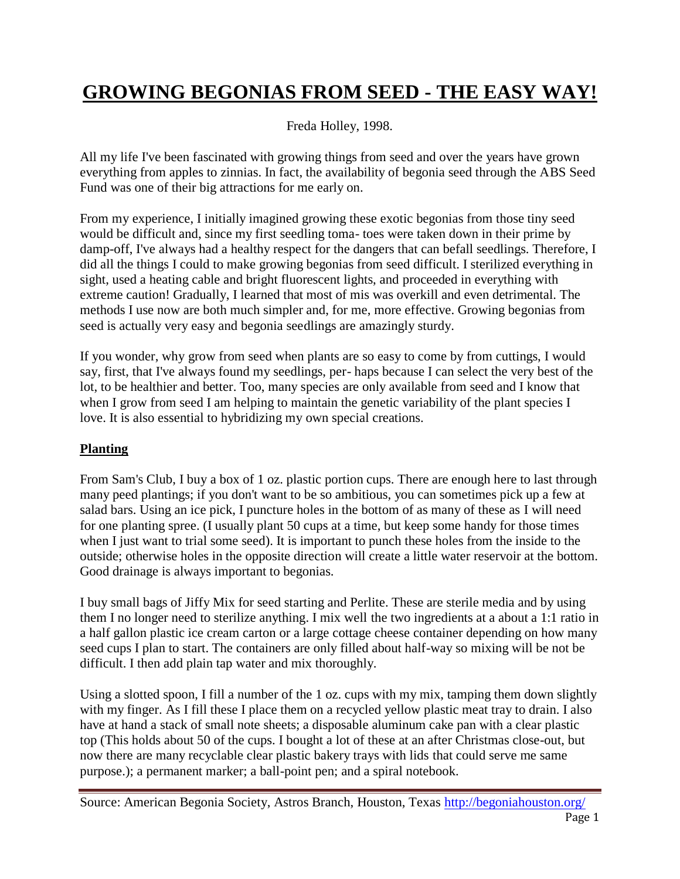# GROWING BEGONIAS FROM SEED - THE EASY WAY!

Freda Holley, 1998.

All my life I've been fascinated with growing things from seed and over the years have grown everything from apples to zinnias. In fact, the availability of begonia seed through the ABS Seed Fund was one of their big attractions for me early on.

From my experience, I initially imagined growing these exotic begonias from those tiny seed would be difficult and, since my first seedling toma- toes were taken down in their prime by damp-off, I've always had a healthy respect for the dangers that can befall seedlings. Therefore, I did all the things I could to make growing begonias from seed difficult. I sterilized everything in sight, used a heating cable and bright fluorescent lights, and proceeded in everything with extreme caution! Gradually, I learned that most of mis was overkill and even detrimental. The methods I use now are both much simpler and, for me, more effective. Growing begonias from seed is actually very easy and begonia seedlings are amazingly sturdy.

If you wonder, why grow from seed when plants are so easy to come by from cuttings, I would say, first, that I've always found my seedlings, per- haps because I can select the very best of the lot, to be healthier and better. Too, many species are only available from seed and I know that when I grow from seed I am helping to maintain the genetic variability of the plant species I love. It is also essential to hybridizing my own special creations.

## Planting

From Sam's Club, I buy a box of 1 oz. plastic portion cups. There are enough here to last through many peed plantings; if you don't want to be so ambitious, you can sometimes pick up a few at salad bars. Using an ice pick, I puncture holes in the bottom of as many of these as I will need for one planting spree. (I usually plant 50 cups at a time, but keep some handy for those times when I just want to trial some seed). It is important to punch these holes from the inside to the outside; otherwise holes in the opposite direction will create a little water reservoir at the bottom. Good drainage is always important to begonias.

I buy small bags of Jiffy Mix for seed starting and Perlite. These are sterile media and by using them I no longer need to sterilize anything. I mix well the two ingredients at a about a 1:1 ratio in a half gallon plastic ice cream carton or a large cottage cheese container depending on how many seed cups I plan to start. The containers are only filled about half-way so mixing will be not be difficult. I then add plain tap water and mix thoroughly.

Using a slotted spoon, I fill a number of the 1 oz. cups with my mix, tamping them down slightly with my finger. As I fill these I place them on a recycled yellow plastic meat tray to drain. I also have at hand a stack of small note sheets; a disposable aluminum cake pan with a clear plastic top (This holds about 50 of the cups. I bought a lot of these at an after Christmas close-out, but now there are many recyclable clear plastic bakery trays with lids that could serve me same purpose.); a permanent marker; a ball-point pen; and a spiral notebook.

Source: American Begonia Society, Astros Branch, Houston, Texas http://begoniahouston.org/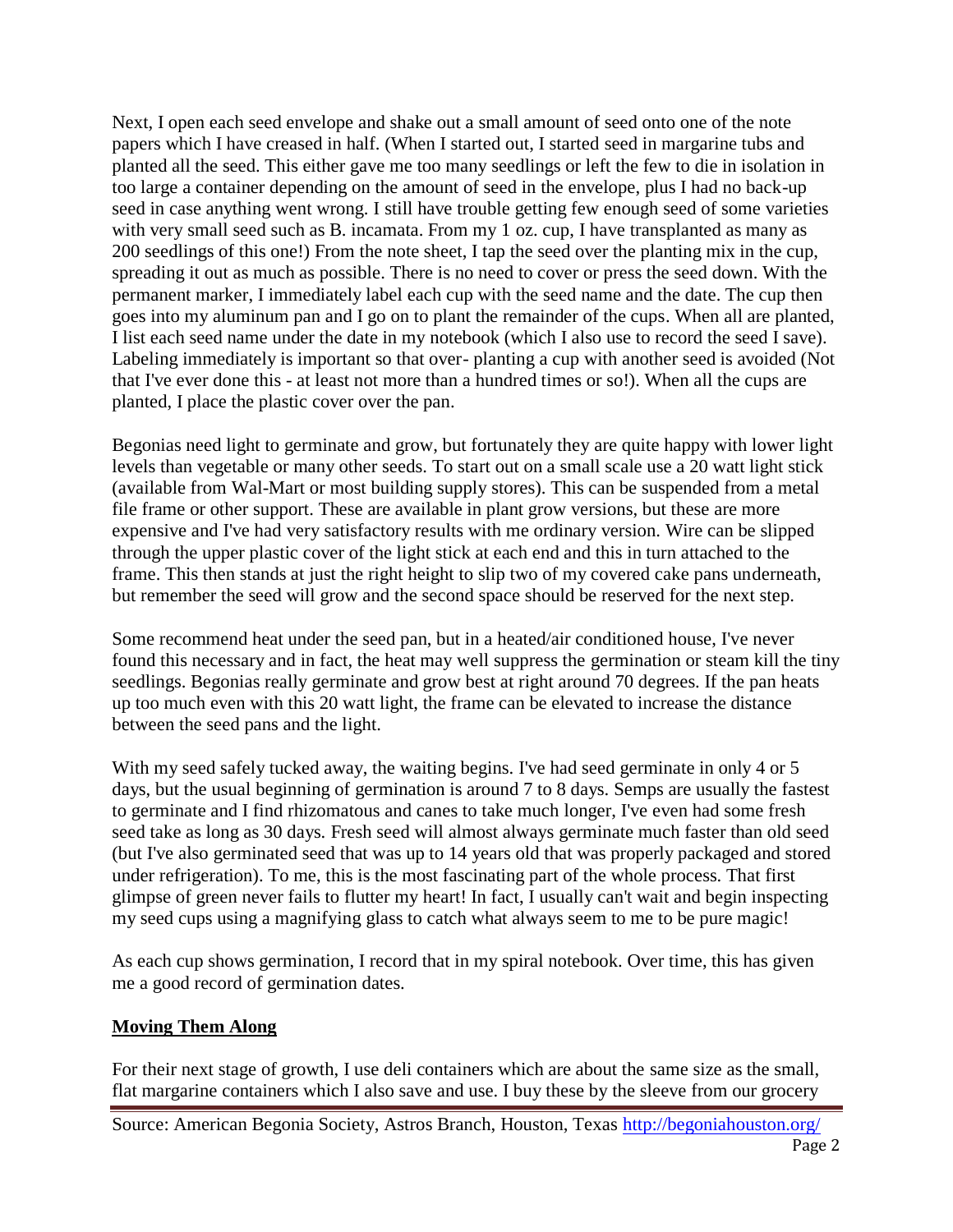Next, I open each seed envelope and shake out a small amount of seed onto one of the note papers which I have creased in half. (When I started out, I started seed in margarine tubs and planted all the seed. This either gave me too many seedlings or left the few to die in isolation in too large a container depending on the amount of seed in the envelope, plus I had no back-up seed in case anything went wrong. I still have trouble getting few enough seed of some varieties with very small seed such as B. incamata. From my 1 oz. cup, I have transplanted as many as 200 seedlings of this one!) From the note sheet, I tap the seed over the planting mix in the cup, spreading it out as much as possible. There is no need to cover or press the seed down. With the permanent marker, I immediately label each cup with the seed name and the date. The cup then goes into my aluminum pan and I go on to plant the remainder of the cups. When all are planted, I list each seed name under the date in my notebook (which I also use to record the seed I save). Labeling immediately is important so that over- planting a cup with another seed is avoided (Not that I've ever done this - at least not more than a hundred times or so!). When all the cups are planted, I place the plastic cover over the pan.

Begonias need light to germinate and grow, but fortunately they are quite happy with lower light levels than vegetable or many other seeds. To start out on a small scale use a 20 watt light stick (available from Wal-Mart or most building supply stores). This can be suspended from a metal file frame or other support. These are available in plant grow versions, but these are more expensive and I've had very satisfactory results with me ordinary version. Wire can be slipped through the upper plastic cover of the light stick at each end and this in turn attached to the frame. This then stands at just the right height to slip two of my covered cake pans underneath, but remember the seed will grow and the second space should be reserved for the next step.

Some recommend heat under the seed pan, but in a heated/air conditioned house, I've never found this necessary and in fact, the heat may well suppress the germination or steam kill the tiny seedlings. Begonias really germinate and grow best at right around 70 degrees. If the pan heats up too much even with this 20 watt light, the frame can be elevated to increase the distance between the seed pans and the light.

With my seed safely tucked away, the waiting begins. I've had seed germinate in only 4 or 5 days, but the usual beginning of germination is around 7 to 8 days. Semps are usually the fastest to germinate and I find rhizomatous and canes to take much longer, I've even had some fresh seed take as long as 30 days. Fresh seed will almost always germinate much faster than old seed (but I've also germinated seed that was up to 14 years old that was properly packaged and stored under refrigeration). To me, this is the most fascinating part of the whole process. That first glimpse of green never fails to flutter my heart! In fact, I usually can't wait and begin inspecting my seed cups using a magnifying glass to catch what always seem to me to be pure magic!

As each cup shows germination, I record that in my spiral notebook. Over time, this has given me a good record of germination dates.

## Moving Them Along

For their next stage of growth, I use deli containers which are about the same size as the small, flat margarine containers which I also save and use. I buy these by the sleeve from our grocery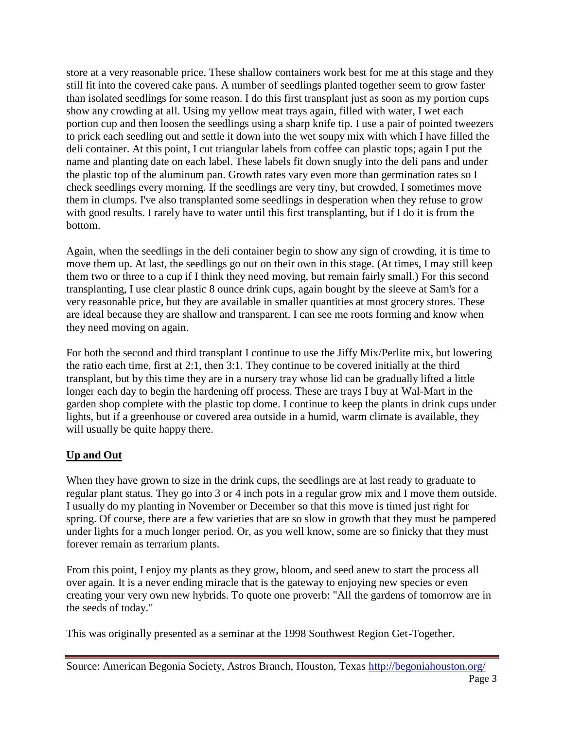store at a very reasonable price. These shallow containers work best for me at this stage and they still fit into the covered cake pans. A number of seedlings planted together seem to grow faster than isolated seedlings for some reason. I do this first transplant just as soon as my portion cups show any crowding at all. Using my yellow meat trays again, filled with water, I wet each portion cup and then loosen the seedlings using a sharp knife tip. I use a pair of pointed tweezers to prick each seedling out and settle it down into the wet soupy mix with which I have filled the deli container. At this point, I cut triangular labels from coffee can plastic tops; again I put the name and planting date on each label. These labels fit down snugly into the deli pans and under the plastic top of the aluminum pan. Growth rates vary even more than germination rates so I check seedlings every morning. If the seedlings are very tiny, but crowded, I sometimes move them in clumps. I've also transplanted some seedlings in desperation when they refuse to grow with good results. I rarely have to water until this first transplanting, but if I do it is from the bottom.

Again, when the seedlings in the deli container begin to show any sign of crowding, it is time to move them up. At last, the seedlings go out on their own in this stage. (At times, I may still keep them two or three to a cup if I think they need moving, but remain fairly small.) For this second transplanting, I use clear plastic 8 ounce drink cups, again bought by the sleeve at Sam's for a very reasonable price, but they are available in smaller quantities at most grocery stores. These are ideal because they are shallow and transparent. I can see me roots forming and know when they need moving on again.

For both the second and third transplant I continue to use the Jiffy Mix/Perlite mix, but lowering the ratio each time, first at 2:1, then 3:1. They continue to be covered initially at the third transplant, but by this time they are in a nursery tray whose lid can be gradually lifted a little longer each day to begin the hardening off process. These are trays I buy at Wal-Mart in the garden shop complete with the plastic top dome. I continue to keep the plants in drink cups under lights, but if a greenhouse or covered area outside in a humid, warm climate is available, they will usually be quite happy there.

## Up and Out

When they have grown to size in the drink cups, the seedlings are at last ready to graduate to regular plant status. They go into 3 or 4 inch pots in a regular grow mix and I move them outside. I usually do my planting in November or December so that this move is timed just right for spring. Of course, there are a few varieties that are so slow in growth that they must be pampered under lights for a much longer period. Or, as you well know, some are so finicky that they must forever remain as terrarium plants.

From this point, I enjoy my plants as they grow, bloom, and seed anew to start the process all over again. It is a never ending miracle that is the gateway to enjoying new species or even creating your very own new hybrids. To quote one proverb: "All the gardens of tomorrow are in the seeds of today."

This was originally presented as a seminar at the 1998 Southwest Region Get-Together.

Source: American Begonia Society, Astros Branch, Houston, Texas http://begoniahouston.org/